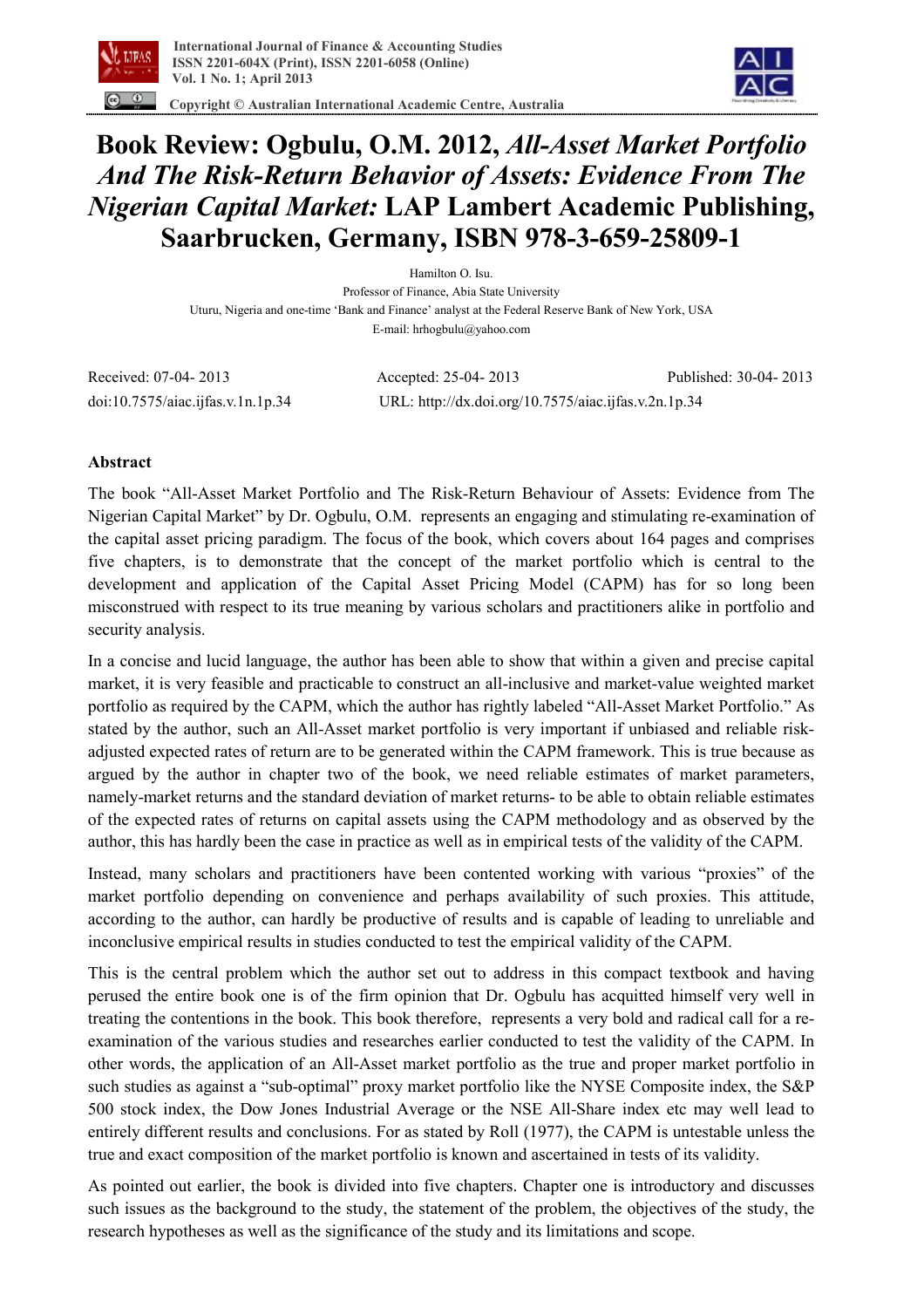# Book Review: Ogbulu, O.M. 2012, *All-Asset Market Portfolio And The Risk-Return Behavior of Assets: Evidence From The Nigerian Capital Market:* LAP Lambert Academic Publishing, Saarbrucken, Germany, ISBN 978-3-659-25809-1

Hamilton O. Isu.
Professor of Finance, Abia State University
Uturu, Nigeria and one-time 'Bank and Finance' analyst at the Federal Reserve Bank of New York, USA
E-mail: hrhogbulu@yahoo.com

Received: 07-04- 2013 Accepted: 25-04- 2013 Published: 30-04- 2013
doi:10.7575/aiac.ijfas.v.1n.1p.34 URL: http://dx.doi.org/10.7575/aiac.ijfas.v.2n.1p.34

## Abstract

The book "All-Asset Market Portfolio and The Risk-Return Behaviour of Assets: Evidence from The Nigerian Capital Market" by Dr. Ogbulu, O.M. represents an engaging and stimulating re-examination of the capital asset pricing paradigm. The focus of the book, which covers about 164 pages and comprises five chapters, is to demonstrate that the concept of the market portfolio which is central to the development and application of the Capital Asset Pricing Model (CAPM) has for so long been misconstrued with respect to its true meaning by various scholars and practitioners alike in portfolio and security analysis.

In a concise and lucid language, the author has been able to show that within a given and precise capital market, it is very feasible and practicable to construct an all-inclusive and market-value weighted market portfolio as required by the CAPM, which the author has rightly labeled "All-Asset Market Portfolio." As stated by the author, such an All-Asset market portfolio is very important if unbiased and reliable risk-adjusted expected rates of return are to be generated within the CAPM framework. This is true because as argued by the author in chapter two of the book, we need reliable estimates of market parameters, namely-market returns and the standard deviation of market returns- to be able to obtain reliable estimates of the expected rates of returns on capital assets using the CAPM methodology and as observed by the author, this has hardly been the case in practice as well as in empirical tests of the validity of the CAPM.

Instead, many scholars and practitioners have been contented working with various "proxies" of the market portfolio depending on convenience and perhaps availability of such proxies. This attitude, according to the author, can hardly be productive of results and is capable of leading to unreliable and inconclusive empirical results in studies conducted to test the empirical validity of the CAPM.

This is the central problem which the author set out to address in this compact textbook and having perused the entire book one is of the firm opinion that Dr. Ogbulu has acquitted himself very well in treating the contentions in the book. This book therefore, represents a very bold and radical call for a re-examination of the various studies and researches earlier conducted to test the validity of the CAPM. In other words, the application of an All-Asset market portfolio as the true and proper market portfolio in such studies as against a "sub-optimal" proxy market portfolio like the NYSE Composite index, the S&P 500 stock index, the Dow Jones Industrial Average or the NSE All-Share index etc may well lead to entirely different results and conclusions. For as stated by Roll (1977), the CAPM is untestable unless the true and exact composition of the market portfolio is known and ascertained in tests of its validity.

As pointed out earlier, the book is divided into five chapters. Chapter one is introductory and discusses such issues as the background to the study, the statement of the problem, the objectives of the study, the research hypotheses as well as the significance of the study and its limitations and scope.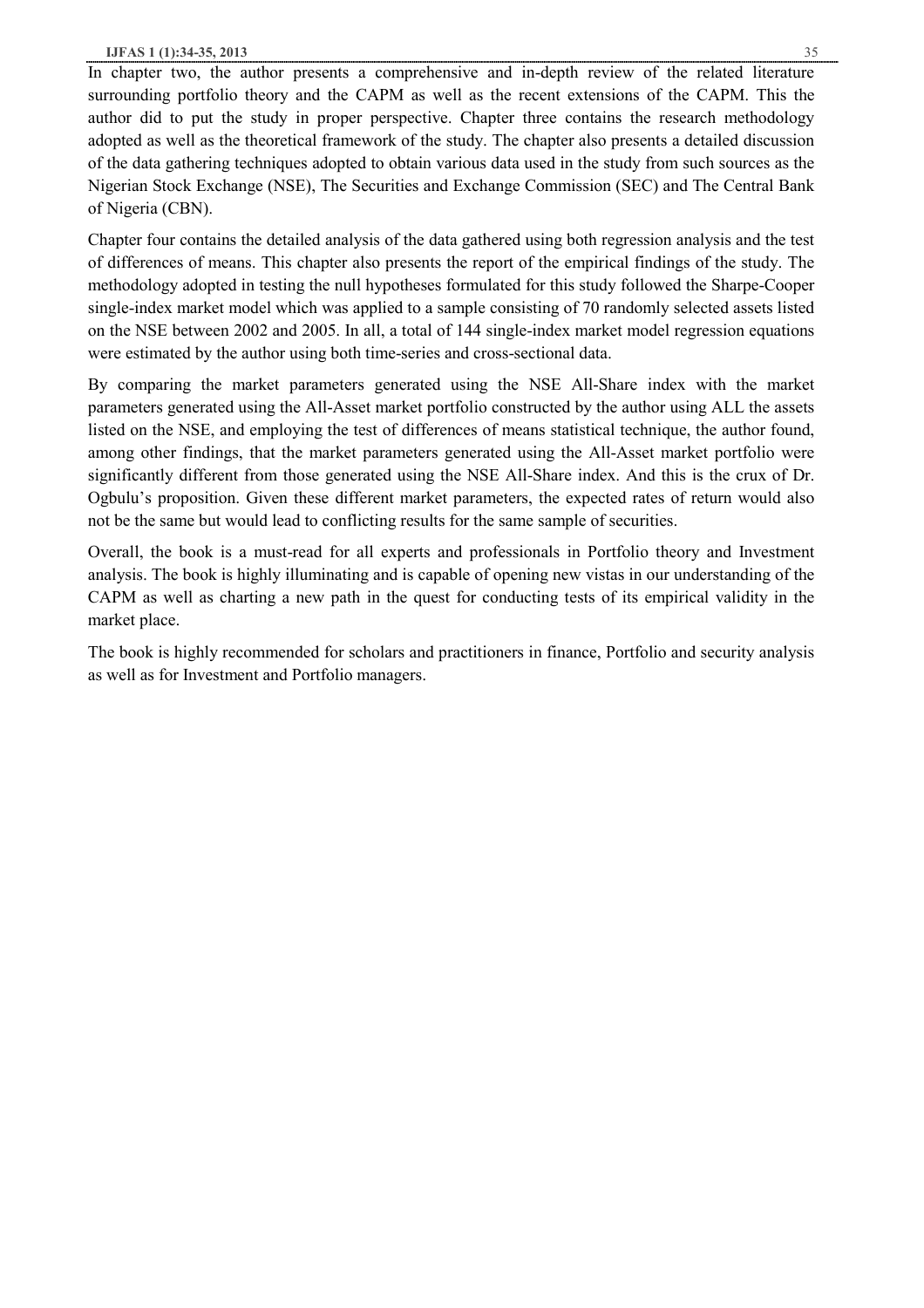In chapter two, the author presents a comprehensive and in-depth review of the related literature surrounding portfolio theory and the CAPM as well as the recent extensions of the CAPM. This the author did to put the study in proper perspective. Chapter three contains the research methodology adopted as well as the theoretical framework of the study. The chapter also presents a detailed discussion of the data gathering techniques adopted to obtain various data used in the study from such sources as the Nigerian Stock Exchange (NSE), The Securities and Exchange Commission (SEC) and The Central Bank of Nigeria (CBN).

Chapter four contains the detailed analysis of the data gathered using both regression analysis and the test of differences of means. This chapter also presents the report of the empirical findings of the study. The methodology adopted in testing the null hypotheses formulated for this study followed the Sharpe-Cooper single-index market model which was applied to a sample consisting of 70 randomly selected assets listed on the NSE between 2002 and 2005. In all, a total of 144 single-index market model regression equations were estimated by the author using both time-series and cross-sectional data.

By comparing the market parameters generated using the NSE All-Share index with the market parameters generated using the All-Asset market portfolio constructed by the author using ALL the assets listed on the NSE, and employing the test of differences of means statistical technique, the author found, among other findings, that the market parameters generated using the All-Asset market portfolio were significantly different from those generated using the NSE All-Share index. And this is the crux of Dr. Ogbulu's proposition. Given these different market parameters, the expected rates of return would also not be the same but would lead to conflicting results for the same sample of securities.

Overall, the book is a must-read for all experts and professionals in Portfolio theory and Investment analysis. The book is highly illuminating and is capable of opening new vistas in our understanding of the CAPM as well as charting a new path in the quest for conducting tests of its empirical validity in the market place.

The book is highly recommended for scholars and practitioners in finance, Portfolio and security analysis as well as for Investment and Portfolio managers.